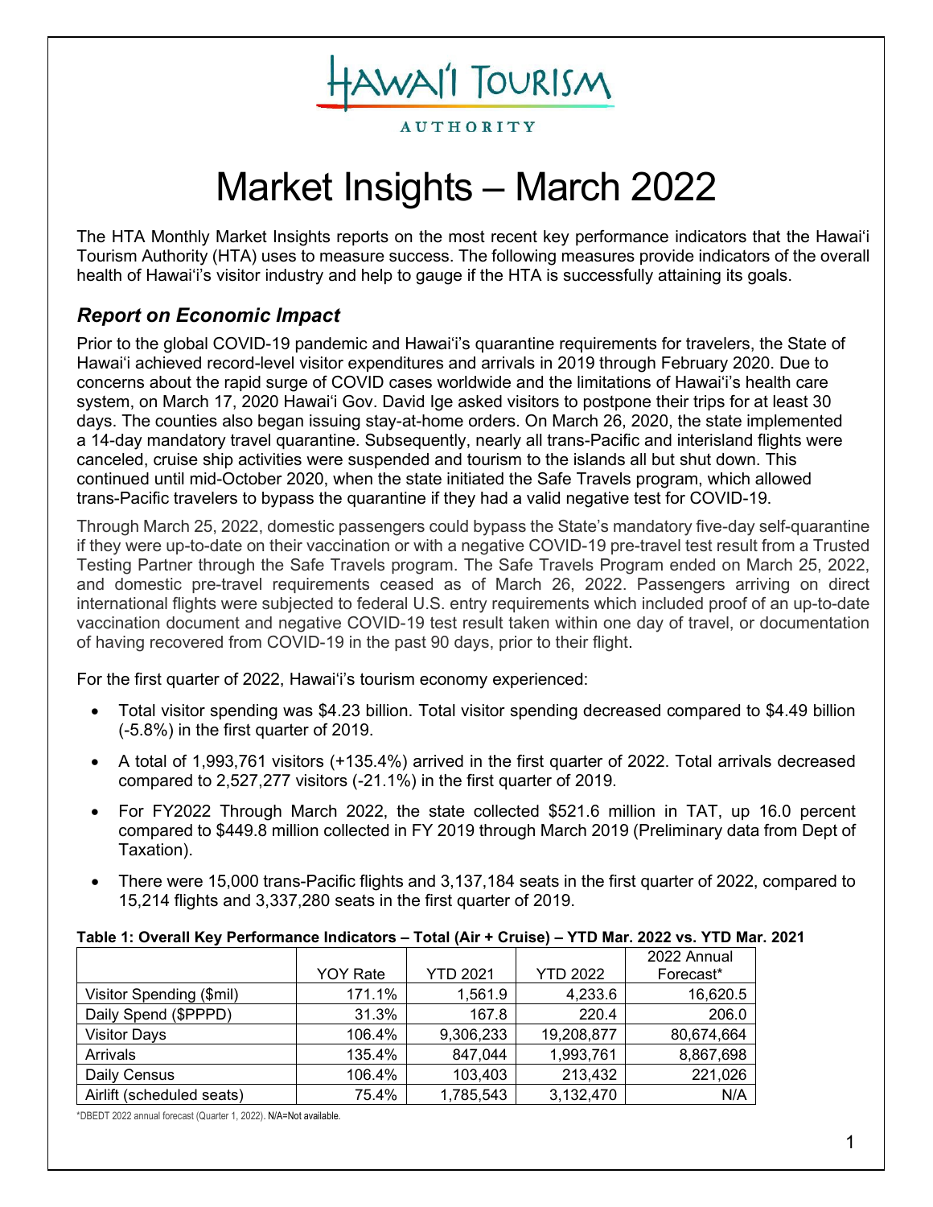HAWAIʻI TOURISM AUTHORITY

# Market Insights – March 2022

The HTA Monthly Market Insights reports on the most recent key performance indicators that the Hawaiʻi Tourism Authority (HTA) uses to measure success. The following measures provide indicators of the overall health of Hawaiʻi's visitor industry and help to gauge if the HTA is successfully attaining its goals.

## *Report on Economic Impact*

Prior to the global COVID-19 pandemic and Hawaiʻi's quarantine requirements for travelers, the State of Hawaiʻi achieved record-level visitor expenditures and arrivals in 2019 through February 2020. Due to concerns about the rapid surge of COVID cases worldwide and the limitations of Hawaiʻi's health care system, on March 17, 2020 Hawaiʻi Gov. David Ige asked visitors to postpone their trips for at least 30 days. The counties also began issuing stay-at-home orders. On March 26, 2020, the state implemented a 14-day mandatory travel quarantine. Subsequently, nearly all trans-Pacific and interisland flights were canceled, cruise ship activities were suspended and tourism to the islands all but shut down. This continued until mid-October 2020, when the state initiated the Safe Travels program, which allowed trans-Pacific travelers to bypass the quarantine if they had a valid negative test for COVID-19.

Through March 25, 2022, domestic passengers could bypass the State's mandatory five-day self-quarantine if they were up-to-date on their vaccination or with a negative COVID-19 pre-travel test result from a Trusted Testing Partner through the Safe Travels program. The Safe Travels Program ended on March 25, 2022, and domestic pre-travel requirements ceased as of March 26, 2022. Passengers arriving on direct international flights were subjected to federal U.S. entry requirements which included proof of an up-to-date vaccination document and negative COVID-19 test result taken within one day of travel, or documentation of having recovered from COVID-19 in the past 90 days, prior to their flight.

For the first quarter of 2022, Hawaiʻi's tourism economy experienced:

- Total visitor spending was $4.23 billion. Total visitor spending decreased compared to $4.49 billion (-5.8%) in the first quarter of 2019.
- A total of 1,993,761 visitors (+135.4%) arrived in the first quarter of 2022. Total arrivals decreased compared to 2,527,277 visitors (-21.1%) in the first quarter of 2019.
- For FY2022 Through March 2022, the state collected $521.6 million in TAT, up 16.0 percent compared to $449.8 million collected in FY 2019 through March 2019 (Preliminary data from Dept of Taxation).
- There were 15,000 trans-Pacific flights and 3,137,184 seats in the first quarter of 2022, compared to 15,214 flights and 3,337,280 seats in the first quarter of 2019.

**Table 1: Overall Key Performance Indicators – Total (Air + Cruise) – YTD Mar. 2022 vs. YTD Mar. 2021**

| | YOY Rate | YTD 2021 | YTD 2022 | 2022 Annual Forecast* |
|---|---|---|---|---|
| Visitor Spending ($mil) | 171.1% | 1,561.9 | 4,233.6 | 16,620.5 |
| Daily Spend ($PPPD) | 31.3% | 167.8 | 220.4 | 206.0 |
| Visitor Days | 106.4% | 9,306,233 | 19,208,877 | 80,674,664 |
| Arrivals | 135.4% | 847,044 | 1,993,761 | 8,867,698 |
| Daily Census | 106.4% | 103,403 | 213,432 | 221,026 |
| Airlift (scheduled seats) | 75.4% | 1,785,543 | 3,132,470 | N/A |

*DBEDT 2022 annual forecast (Quarter 1, 2022). N/A=Not available.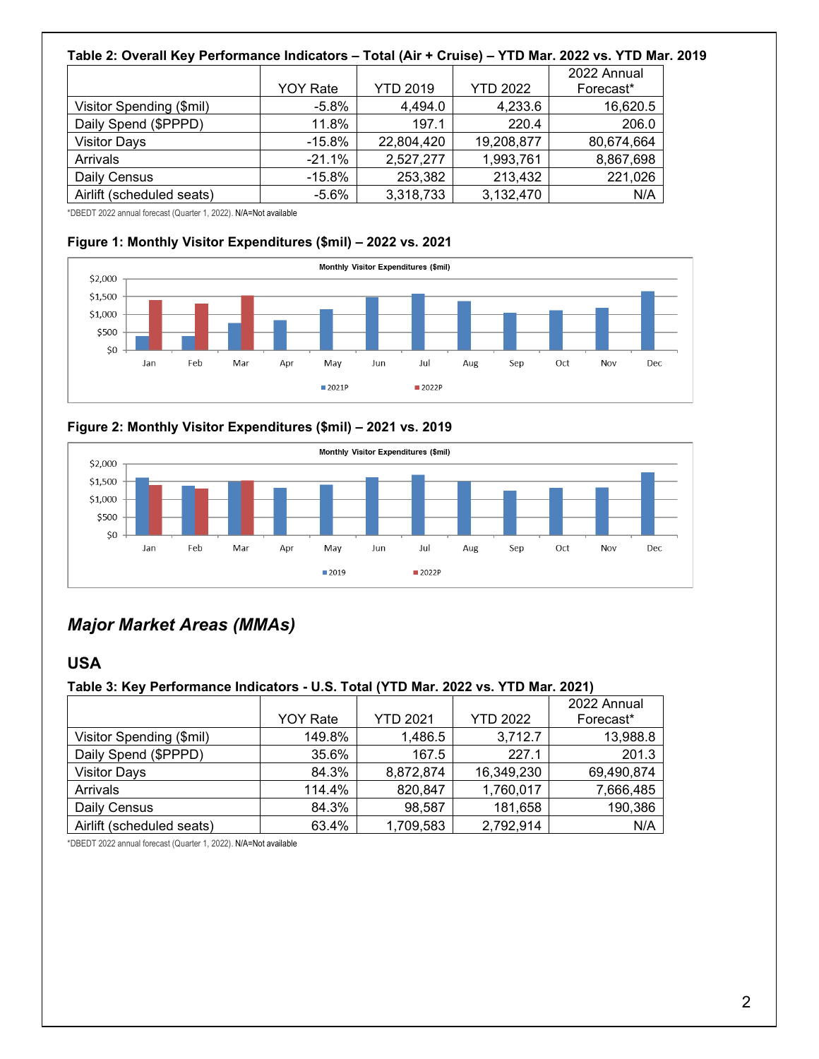**Table 2: Overall Key Performance Indicators – Total (Air + Cruise) – YTD Mar. 2022 vs. YTD Mar. 2019**

| | YOY Rate | YTD 2019 | YTD 2022 | 2022 Annual Forecast* |
|---|---|---|---|---|
| Visitor Spending ($mil) | -5.8% | 4,494.0 | 4,233.6 | 16,620.5 |
| Daily Spend ($PPPD) | 11.8% | 197.1 | 220.4 | 206.0 |
| Visitor Days | -15.8% | 22,804,420 | 19,208,877 | 80,674,664 |
| Arrivals | -21.1% | 2,527,277 | 1,993,761 | 8,867,698 |
| Daily Census | -15.8% | 253,382 | 213,432 | 221,026 |
| Airlift (scheduled seats) | -5.6% | 3,318,733 | 3,132,470 | N/A |

*DBEDT 2022 annual forecast (Quarter 1, 2022). N/A=Not available

**Figure 1: Monthly Visitor Expenditures ($mil) – 2022 vs. 2021**

**Figure 2: Monthly Visitor Expenditures ($mil) – 2021 vs. 2019**

## *Major Market Areas (MMAs)*

### USA

**Table 3: Key Performance Indicators - U.S. Total (YTD Mar. 2022 vs. YTD Mar. 2021)**

| | YOY Rate | YTD 2021 | YTD 2022 | 2022 Annual Forecast* |
|---|---|---|---|---|
| Visitor Spending ($mil) | 149.8% | 1,486.5 | 3,712.7 | 13,988.8 |
| Daily Spend ($PPPD) | 35.6% | 167.5 | 227.1 | 201.3 |
| Visitor Days | 84.3% | 8,872,874 | 16,349,230 | 69,490,874 |
| Arrivals | 114.4% | 820,847 | 1,760,017 | 7,666,485 |
| Daily Census | 84.3% | 98,587 | 181,658 | 190,386 |
| Airlift (scheduled seats) | 63.4% | 1,709,583 | 2,792,914 | N/A |

*DBEDT 2022 annual forecast (Quarter 1, 2022). N/A=Not available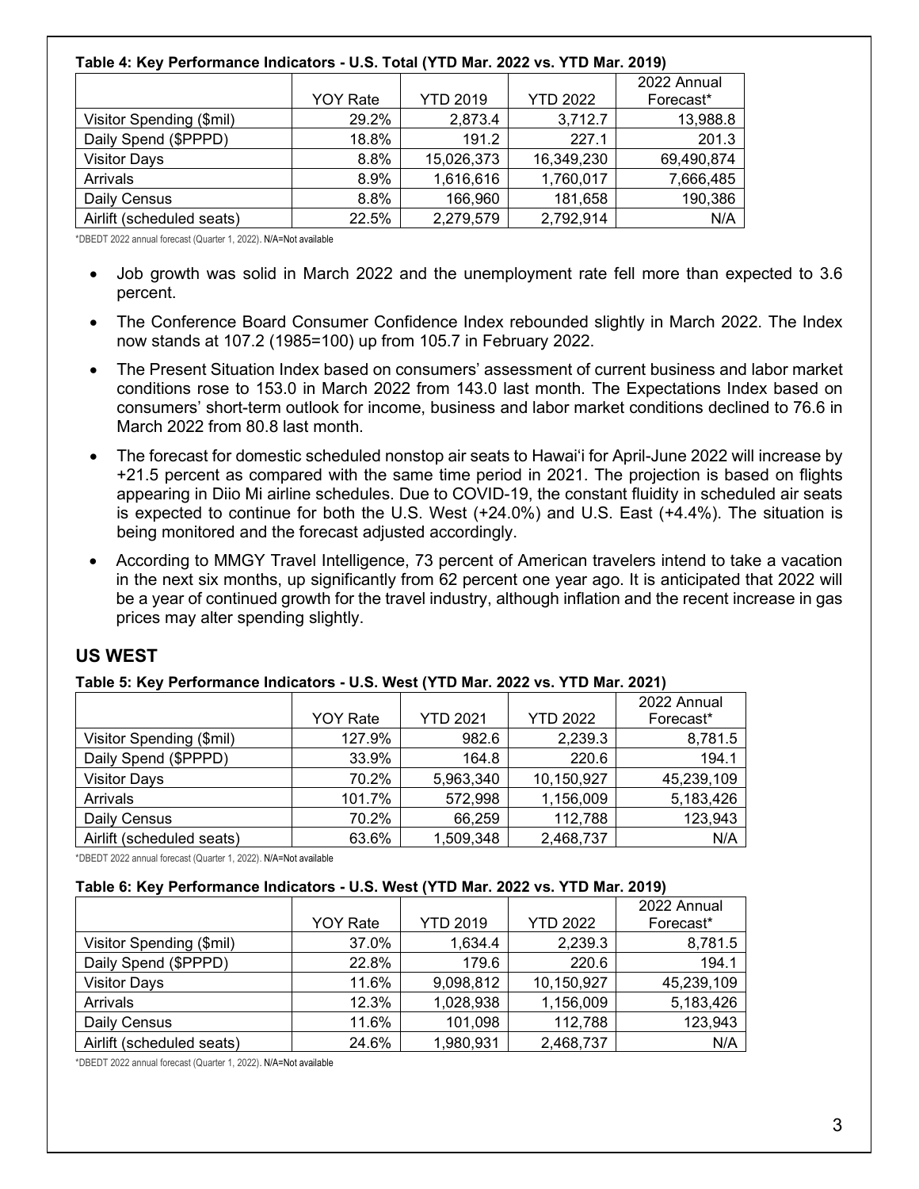**Table 4: Key Performance Indicators - U.S. Total (YTD Mar. 2022 vs. YTD Mar. 2019)**

| | YOY Rate | YTD 2019 | YTD 2022 | 2022 Annual Forecast* |
|---|---|---|---|---|
| Visitor Spending ($mil) | 29.2% | 2,873.4 | 3,712.7 | 13,988.8 |
| Daily Spend ($PPPD) | 18.8% | 191.2 | 227.1 | 201.3 |
| Visitor Days | 8.8% | 15,026,373 | 16,349,230 | 69,490,874 |
| Arrivals | 8.9% | 1,616,616 | 1,760,017 | 7,666,485 |
| Daily Census | 8.8% | 166,960 | 181,658 | 190,386 |
| Airlift (scheduled seats) | 22.5% | 2,279,579 | 2,792,914 | N/A |

*DBEDT 2022 annual forecast (Quarter 1, 2022). N/A=Not available

- Job growth was solid in March 2022 and the unemployment rate fell more than expected to 3.6 percent.
- The Conference Board Consumer Confidence Index rebounded slightly in March 2022. The Index now stands at 107.2 (1985=100) up from 105.7 in February 2022.
- The Present Situation Index based on consumers' assessment of current business and labor market conditions rose to 153.0 in March 2022 from 143.0 last month. The Expectations Index based on consumers' short-term outlook for income, business and labor market conditions declined to 76.6 in March 2022 from 80.8 last month.
- The forecast for domestic scheduled nonstop air seats to Hawai'i for April-June 2022 will increase by +21.5 percent as compared with the same time period in 2021. The projection is based on flights appearing in Diio Mi airline schedules. Due to COVID-19, the constant fluidity in scheduled air seats is expected to continue for both the U.S. West (+24.0%) and U.S. East (+4.4%). The situation is being monitored and the forecast adjusted accordingly.
- According to MMGY Travel Intelligence, 73 percent of American travelers intend to take a vacation in the next six months, up significantly from 62 percent one year ago. It is anticipated that 2022 will be a year of continued growth for the travel industry, although inflation and the recent increase in gas prices may alter spending slightly.

## US WEST

**Table 5: Key Performance Indicators - U.S. West (YTD Mar. 2022 vs. YTD Mar. 2021)**

| | YOY Rate | YTD 2021 | YTD 2022 | 2022 Annual Forecast* |
|---|---|---|---|---|
| Visitor Spending ($mil) | 127.9% | 982.6 | 2,239.3 | 8,781.5 |
| Daily Spend ($PPPD) | 33.9% | 164.8 | 220.6 | 194.1 |
| Visitor Days | 70.2% | 5,963,340 | 10,150,927 | 45,239,109 |
| Arrivals | 101.7% | 572,998 | 1,156,009 | 5,183,426 |
| Daily Census | 70.2% | 66,259 | 112,788 | 123,943 |
| Airlift (scheduled seats) | 63.6% | 1,509,348 | 2,468,737 | N/A |

*DBEDT 2022 annual forecast (Quarter 1, 2022). N/A=Not available

**Table 6: Key Performance Indicators - U.S. West (YTD Mar. 2022 vs. YTD Mar. 2019)**

| | YOY Rate | YTD 2019 | YTD 2022 | 2022 Annual Forecast* |
|---|---|---|---|---|
| Visitor Spending ($mil) | 37.0% | 1,634.4 | 2,239.3 | 8,781.5 |
| Daily Spend ($PPPD) | 22.8% | 179.6 | 220.6 | 194.1 |
| Visitor Days | 11.6% | 9,098,812 | 10,150,927 | 45,239,109 |
| Arrivals | 12.3% | 1,028,938 | 1,156,009 | 5,183,426 |
| Daily Census | 11.6% | 101,098 | 112,788 | 123,943 |
| Airlift (scheduled seats) | 24.6% | 1,980,931 | 2,468,737 | N/A |

*DBEDT 2022 annual forecast (Quarter 1, 2022). N/A=Not available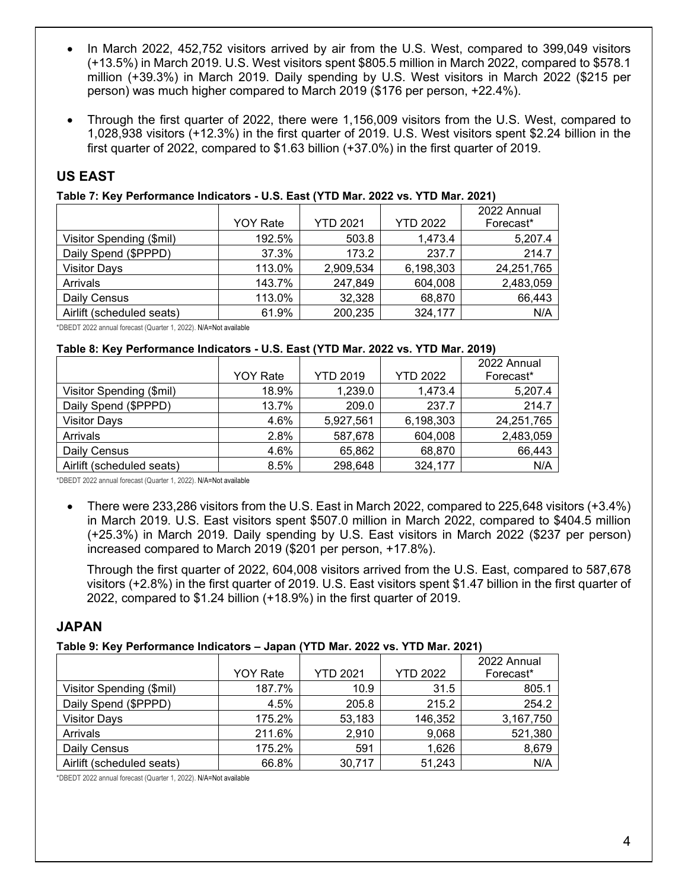- In March 2022, 452,752 visitors arrived by air from the U.S. West, compared to 399,049 visitors (+13.5%) in March 2019. U.S. West visitors spent $805.5 million in March 2022, compared to $578.1 million (+39.3%) in March 2019. Daily spending by U.S. West visitors in March 2022 ($215 per person) was much higher compared to March 2019 ($176 per person, +22.4%).

- Through the first quarter of 2022, there were 1,156,009 visitors from the U.S. West, compared to 1,028,938 visitors (+12.3%) in the first quarter of 2019. U.S. West visitors spent $2.24 billion in the first quarter of 2022, compared to $1.63 billion (+37.0%) in the first quarter of 2019.

## US EAST

**Table 7: Key Performance Indicators - U.S. East (YTD Mar. 2022 vs. YTD Mar. 2021)**

| | YOY Rate | YTD 2021 | YTD 2022 | 2022 Annual Forecast* |
|---|---|---|---|---|
| Visitor Spending ($mil) | 192.5% | 503.8 | 1,473.4 | 5,207.4 |
| Daily Spend ($PPPD) | 37.3% | 173.2 | 237.7 | 214.7 |
| Visitor Days | 113.0% | 2,909,534 | 6,198,303 | 24,251,765 |
| Arrivals | 143.7% | 247,849 | 604,008 | 2,483,059 |
| Daily Census | 113.0% | 32,328 | 68,870 | 66,443 |
| Airlift (scheduled seats) | 61.9% | 200,235 | 324,177 | N/A |

*DBEDT 2022 annual forecast (Quarter 1, 2022). N/A=Not available

**Table 8: Key Performance Indicators - U.S. East (YTD Mar. 2022 vs. YTD Mar. 2019)**

| | YOY Rate | YTD 2019 | YTD 2022 | 2022 Annual Forecast* |
|---|---|---|---|---|
| Visitor Spending ($mil) | 18.9% | 1,239.0 | 1,473.4 | 5,207.4 |
| Daily Spend ($PPPD) | 13.7% | 209.0 | 237.7 | 214.7 |
| Visitor Days | 4.6% | 5,927,561 | 6,198,303 | 24,251,765 |
| Arrivals | 2.8% | 587,678 | 604,008 | 2,483,059 |
| Daily Census | 4.6% | 65,862 | 68,870 | 66,443 |
| Airlift (scheduled seats) | 8.5% | 298,648 | 324,177 | N/A |

*DBEDT 2022 annual forecast (Quarter 1, 2022). N/A=Not available

- There were 233,286 visitors from the U.S. East in March 2022, compared to 225,648 visitors (+3.4%) in March 2019. U.S. East visitors spent $507.0 million in March 2022, compared to $404.5 million (+25.3%) in March 2019. Daily spending by U.S. East visitors in March 2022 ($237 per person) increased compared to March 2019 ($201 per person, +17.8%).

  Through the first quarter of 2022, 604,008 visitors arrived from the U.S. East, compared to 587,678 visitors (+2.8%) in the first quarter of 2019. U.S. East visitors spent $1.47 billion in the first quarter of 2022, compared to $1.24 billion (+18.9%) in the first quarter of 2019.

## JAPAN

**Table 9: Key Performance Indicators – Japan (YTD Mar. 2022 vs. YTD Mar. 2021)**

| | YOY Rate | YTD 2021 | YTD 2022 | 2022 Annual Forecast* |
|---|---|---|---|---|
| Visitor Spending ($mil) | 187.7% | 10.9 | 31.5 | 805.1 |
| Daily Spend ($PPPD) | 4.5% | 205.8 | 215.2 | 254.2 |
| Visitor Days | 175.2% | 53,183 | 146,352 | 3,167,750 |
| Arrivals | 211.6% | 2,910 | 9,068 | 521,380 |
| Daily Census | 175.2% | 591 | 1,626 | 8,679 |
| Airlift (scheduled seats) | 66.8% | 30,717 | 51,243 | N/A |

*DBEDT 2022 annual forecast (Quarter 1, 2022). N/A=Not available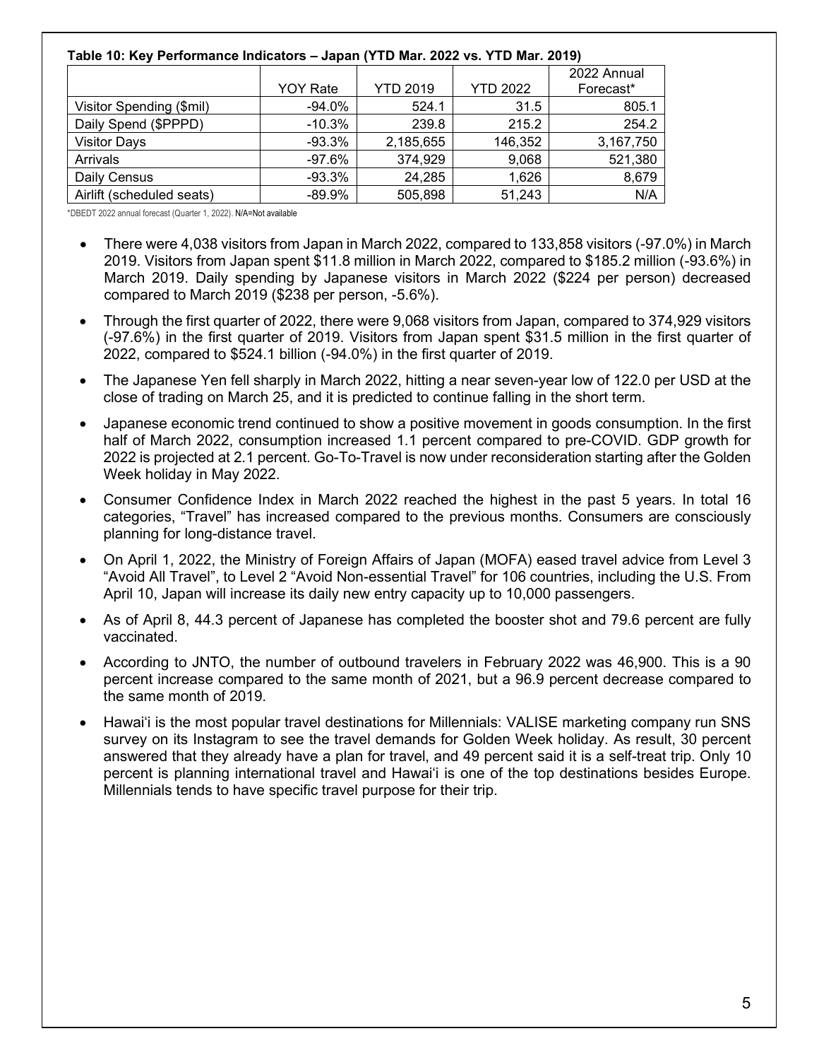**Table 10: Key Performance Indicators – Japan (YTD Mar. 2022 vs. YTD Mar. 2019)**

| | YOY Rate | YTD 2019 | YTD 2022 | 2022 Annual Forecast* |
|---|---|---|---|---|
| Visitor Spending ($mil) | -94.0% | 524.1 | 31.5 | 805.1 |
| Daily Spend ($PPPD) | -10.3% | 239.8 | 215.2 | 254.2 |
| Visitor Days | -93.3% | 2,185,655 | 146,352 | 3,167,750 |
| Arrivals | -97.6% | 374,929 | 9,068 | 521,380 |
| Daily Census | -93.3% | 24,285 | 1,626 | 8,679 |
| Airlift (scheduled seats) | -89.9% | 505,898 | 51,243 | N/A |

*DBEDT 2022 annual forecast (Quarter 1, 2022). N/A=Not available

- There were 4,038 visitors from Japan in March 2022, compared to 133,858 visitors (-97.0%) in March 2019. Visitors from Japan spent $11.8 million in March 2022, compared to $185.2 million (-93.6%) in March 2019. Daily spending by Japanese visitors in March 2022 ($224 per person) decreased compared to March 2019 ($238 per person, -5.6%).
- Through the first quarter of 2022, there were 9,068 visitors from Japan, compared to 374,929 visitors (-97.6%) in the first quarter of 2019. Visitors from Japan spent $31.5 million in the first quarter of 2022, compared to $524.1 billion (-94.0%) in the first quarter of 2019.
- The Japanese Yen fell sharply in March 2022, hitting a near seven-year low of 122.0 per USD at the close of trading on March 25, and it is predicted to continue falling in the short term.
- Japanese economic trend continued to show a positive movement in goods consumption. In the first half of March 2022, consumption increased 1.1 percent compared to pre-COVID. GDP growth for 2022 is projected at 2.1 percent. Go-To-Travel is now under reconsideration starting after the Golden Week holiday in May 2022.
- Consumer Confidence Index in March 2022 reached the highest in the past 5 years. In total 16 categories, "Travel" has increased compared to the previous months. Consumers are consciously planning for long-distance travel.
- On April 1, 2022, the Ministry of Foreign Affairs of Japan (MOFA) eased travel advice from Level 3 "Avoid All Travel", to Level 2 "Avoid Non-essential Travel" for 106 countries, including the U.S. From April 10, Japan will increase its daily new entry capacity up to 10,000 passengers.
- As of April 8, 44.3 percent of Japanese has completed the booster shot and 79.6 percent are fully vaccinated.
- According to JNTO, the number of outbound travelers in February 2022 was 46,900. This is a 90 percent increase compared to the same month of 2021, but a 96.9 percent decrease compared to the same month of 2019.
- Hawai'i is the most popular travel destinations for Millennials: VALISE marketing company run SNS survey on its Instagram to see the travel demands for Golden Week holiday. As result, 30 percent answered that they already have a plan for travel, and 49 percent said it is a self-treat trip. Only 10 percent is planning international travel and Hawai'i is one of the top destinations besides Europe. Millennials tends to have specific travel purpose for their trip.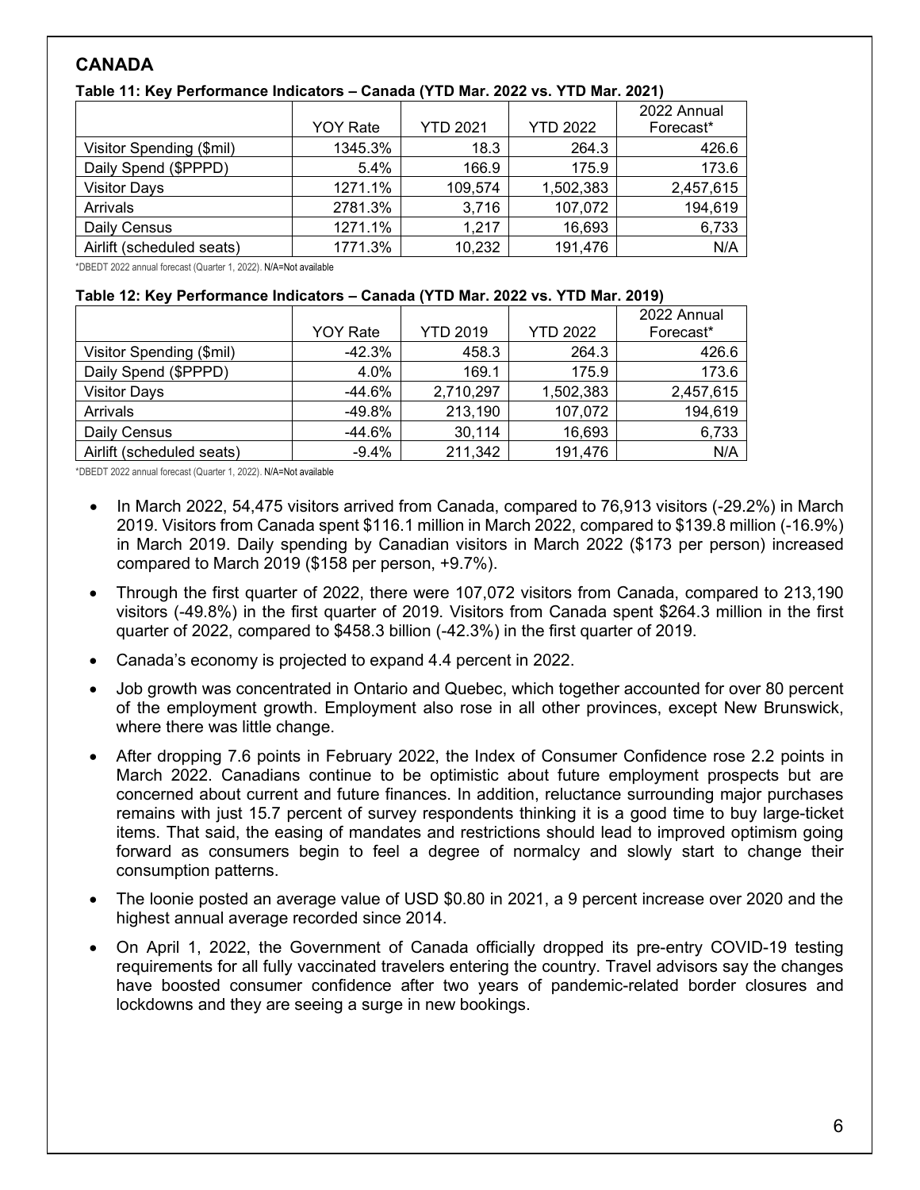## CANADA

**Table 11: Key Performance Indicators – Canada (YTD Mar. 2022 vs. YTD Mar. 2021)**

| | YOY Rate | YTD 2021 | YTD 2022 | 2022 Annual Forecast* |
|---|---|---|---|---|
| Visitor Spending ($mil) | 1345.3% | 18.3 | 264.3 | 426.6 |
| Daily Spend ($PPPD) | 5.4% | 166.9 | 175.9 | 173.6 |
| Visitor Days | 1271.1% | 109,574 | 1,502,383 | 2,457,615 |
| Arrivals | 2781.3% | 3,716 | 107,072 | 194,619 |
| Daily Census | 1271.1% | 1,217 | 16,693 | 6,733 |
| Airlift (scheduled seats) | 1771.3% | 10,232 | 191,476 | N/A |

*DBEDT 2022 annual forecast (Quarter 1, 2022). N/A=Not available

**Table 12: Key Performance Indicators – Canada (YTD Mar. 2022 vs. YTD Mar. 2019)**

| | YOY Rate | YTD 2019 | YTD 2022 | 2022 Annual Forecast* |
|---|---|---|---|---|
| Visitor Spending ($mil) | -42.3% | 458.3 | 264.3 | 426.6 |
| Daily Spend ($PPPD) | 4.0% | 169.1 | 175.9 | 173.6 |
| Visitor Days | -44.6% | 2,710,297 | 1,502,383 | 2,457,615 |
| Arrivals | -49.8% | 213,190 | 107,072 | 194,619 |
| Daily Census | -44.6% | 30,114 | 16,693 | 6,733 |
| Airlift (scheduled seats) | -9.4% | 211,342 | 191,476 | N/A |

*DBEDT 2022 annual forecast (Quarter 1, 2022). N/A=Not available

- In March 2022, 54,475 visitors arrived from Canada, compared to 76,913 visitors (-29.2%) in March 2019. Visitors from Canada spent $116.1 million in March 2022, compared to $139.8 million (-16.9%) in March 2019. Daily spending by Canadian visitors in March 2022 ($173 per person) increased compared to March 2019 ($158 per person, +9.7%).
- Through the first quarter of 2022, there were 107,072 visitors from Canada, compared to 213,190 visitors (-49.8%) in the first quarter of 2019. Visitors from Canada spent $264.3 million in the first quarter of 2022, compared to $458.3 billion (-42.3%) in the first quarter of 2019.
- Canada's economy is projected to expand 4.4 percent in 2022.
- Job growth was concentrated in Ontario and Quebec, which together accounted for over 80 percent of the employment growth. Employment also rose in all other provinces, except New Brunswick, where there was little change.
- After dropping 7.6 points in February 2022, the Index of Consumer Confidence rose 2.2 points in March 2022. Canadians continue to be optimistic about future employment prospects but are concerned about current and future finances. In addition, reluctance surrounding major purchases remains with just 15.7 percent of survey respondents thinking it is a good time to buy large-ticket items. That said, the easing of mandates and restrictions should lead to improved optimism going forward as consumers begin to feel a degree of normalcy and slowly start to change their consumption patterns.
- The loonie posted an average value of USD $0.80 in 2021, a 9 percent increase over 2020 and the highest annual average recorded since 2014.
- On April 1, 2022, the Government of Canada officially dropped its pre-entry COVID-19 testing requirements for all fully vaccinated travelers entering the country. Travel advisors say the changes have boosted consumer confidence after two years of pandemic-related border closures and lockdowns and they are seeing a surge in new bookings.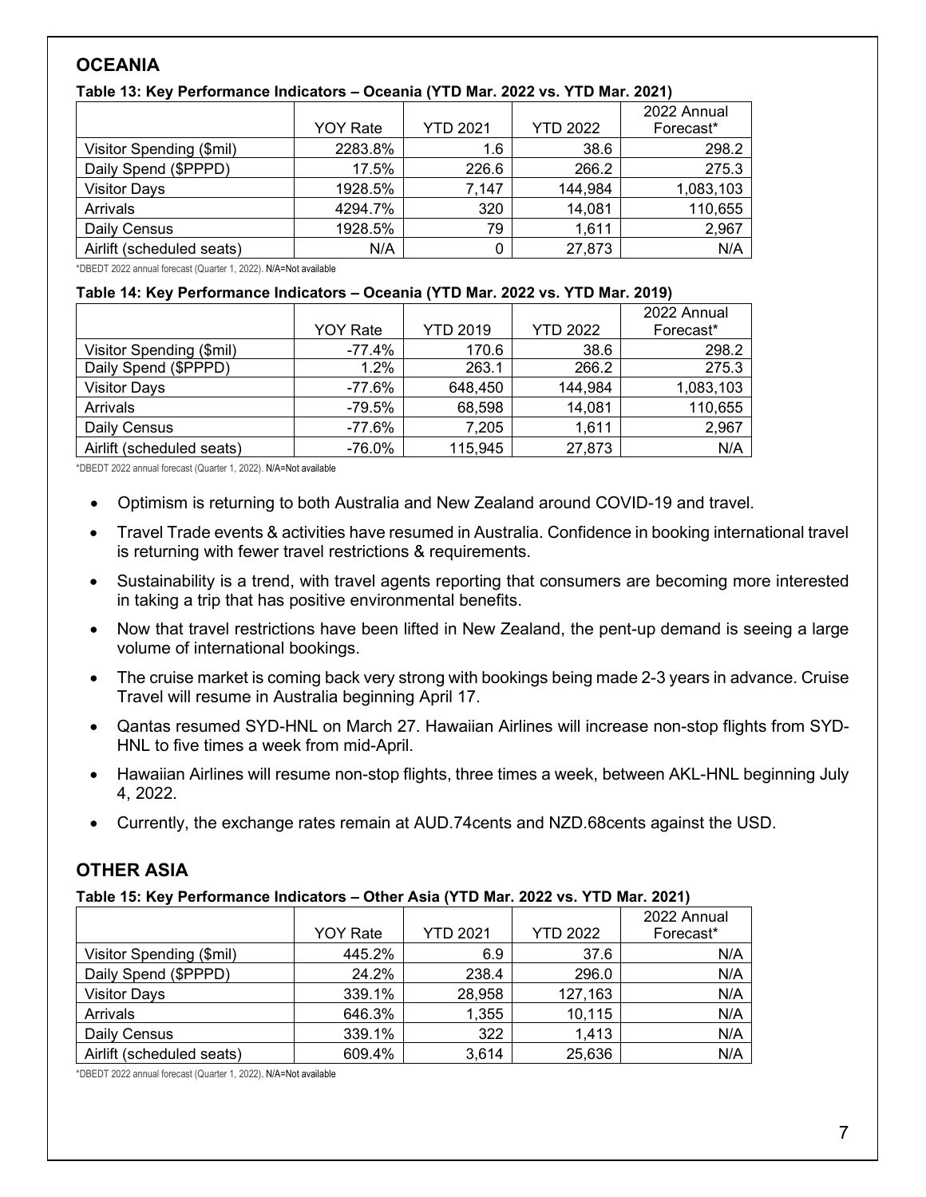## OCEANIA

**Table 13: Key Performance Indicators – Oceania (YTD Mar. 2022 vs. YTD Mar. 2021)**

| | YOY Rate | YTD 2021 | YTD 2022 | 2022 Annual Forecast* |
|---|---|---|---|---|
| Visitor Spending ($mil) | 2283.8% | 1.6 | 38.6 | 298.2 |
| Daily Spend ($PPPD) | 17.5% | 226.6 | 266.2 | 275.3 |
| Visitor Days | 1928.5% | 7,147 | 144,984 | 1,083,103 |
| Arrivals | 4294.7% | 320 | 14,081 | 110,655 |
| Daily Census | 1928.5% | 79 | 1,611 | 2,967 |
| Airlift (scheduled seats) | N/A | 0 | 27,873 | N/A |

*DBEDT 2022 annual forecast (Quarter 1, 2022). N/A=Not available

**Table 14: Key Performance Indicators – Oceania (YTD Mar. 2022 vs. YTD Mar. 2019)**

| | YOY Rate | YTD 2019 | YTD 2022 | 2022 Annual Forecast* |
|---|---|---|---|---|
| Visitor Spending ($mil) | -77.4% | 170.6 | 38.6 | 298.2 |
| Daily Spend ($PPPD) | 1.2% | 263.1 | 266.2 | 275.3 |
| Visitor Days | -77.6% | 648,450 | 144,984 | 1,083,103 |
| Arrivals | -79.5% | 68,598 | 14,081 | 110,655 |
| Daily Census | -77.6% | 7,205 | 1,611 | 2,967 |
| Airlift (scheduled seats) | -76.0% | 115,945 | 27,873 | N/A |

*DBEDT 2022 annual forecast (Quarter 1, 2022). N/A=Not available

- Optimism is returning to both Australia and New Zealand around COVID-19 and travel.
- Travel Trade events & activities have resumed in Australia. Confidence in booking international travel is returning with fewer travel restrictions & requirements.
- Sustainability is a trend, with travel agents reporting that consumers are becoming more interested in taking a trip that has positive environmental benefits.
- Now that travel restrictions have been lifted in New Zealand, the pent-up demand is seeing a large volume of international bookings.
- The cruise market is coming back very strong with bookings being made 2-3 years in advance. Cruise Travel will resume in Australia beginning April 17.
- Qantas resumed SYD-HNL on March 27. Hawaiian Airlines will increase non-stop flights from SYD-HNL to five times a week from mid-April.
- Hawaiian Airlines will resume non-stop flights, three times a week, between AKL-HNL beginning July 4, 2022.
- Currently, the exchange rates remain at AUD.74cents and NZD.68cents against the USD.

## OTHER ASIA

**Table 15: Key Performance Indicators – Other Asia (YTD Mar. 2022 vs. YTD Mar. 2021)**

| | YOY Rate | YTD 2021 | YTD 2022 | 2022 Annual Forecast* |
|---|---|---|---|---|
| Visitor Spending ($mil) | 445.2% | 6.9 | 37.6 | N/A |
| Daily Spend ($PPPD) | 24.2% | 238.4 | 296.0 | N/A |
| Visitor Days | 339.1% | 28,958 | 127,163 | N/A |
| Arrivals | 646.3% | 1,355 | 10,115 | N/A |
| Daily Census | 339.1% | 322 | 1,413 | N/A |
| Airlift (scheduled seats) | 609.4% | 3,614 | 25,636 | N/A |

*DBEDT 2022 annual forecast (Quarter 1, 2022). N/A=Not available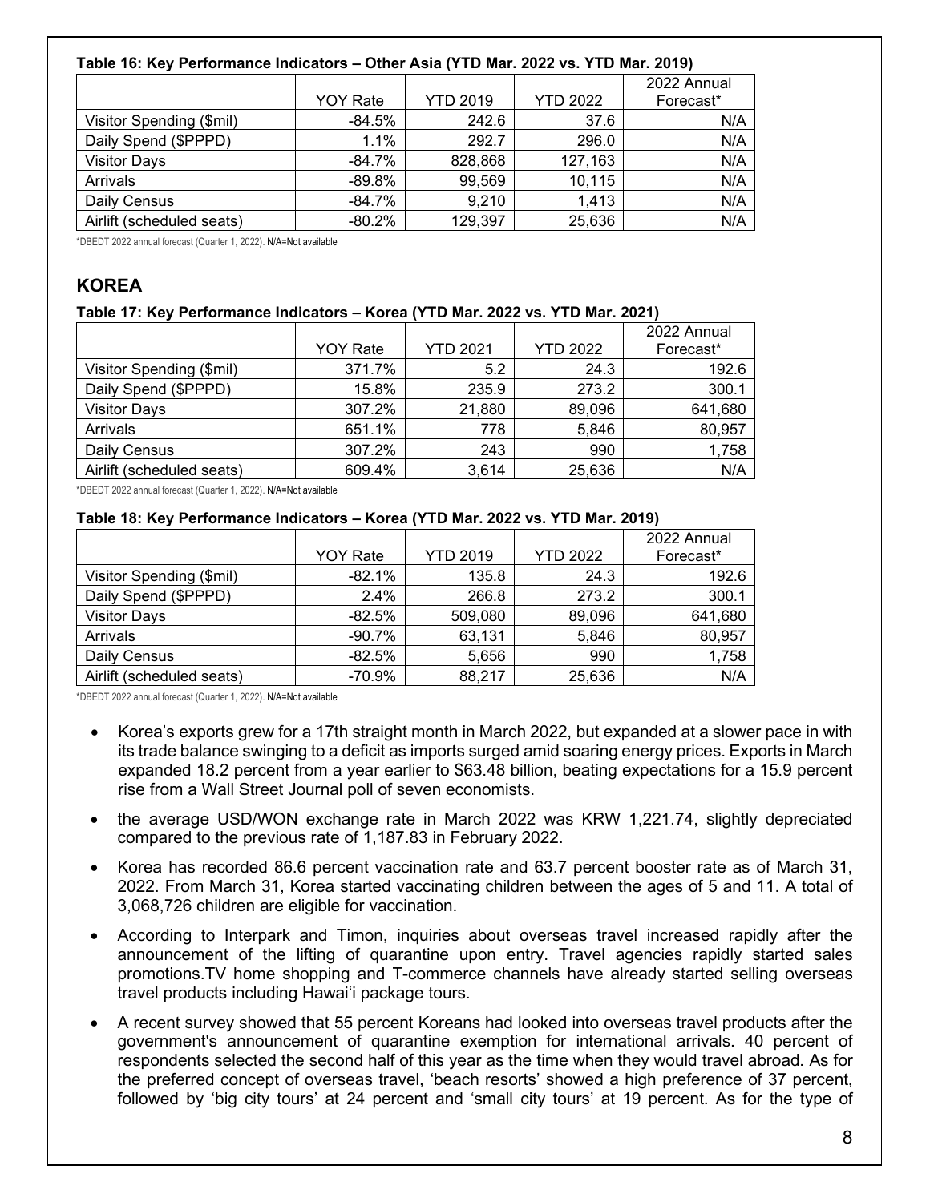**Table 16: Key Performance Indicators – Other Asia (YTD Mar. 2022 vs. YTD Mar. 2019)**

| | YOY Rate | YTD 2019 | YTD 2022 | 2022 Annual Forecast* |
|---|---|---|---|---|
| Visitor Spending ($mil) | -84.5% | 242.6 | 37.6 | N/A |
| Daily Spend ($PPPD) | 1.1% | 292.7 | 296.0 | N/A |
| Visitor Days | -84.7% | 828,868 | 127,163 | N/A |
| Arrivals | -89.8% | 99,569 | 10,115 | N/A |
| Daily Census | -84.7% | 9,210 | 1,413 | N/A |
| Airlift (scheduled seats) | -80.2% | 129,397 | 25,636 | N/A |

*DBEDT 2022 annual forecast (Quarter 1, 2022). N/A=Not available

## KOREA

**Table 17: Key Performance Indicators – Korea (YTD Mar. 2022 vs. YTD Mar. 2021)**

| | YOY Rate | YTD 2021 | YTD 2022 | 2022 Annual Forecast* |
|---|---|---|---|---|
| Visitor Spending ($mil) | 371.7% | 5.2 | 24.3 | 192.6 |
| Daily Spend ($PPPD) | 15.8% | 235.9 | 273.2 | 300.1 |
| Visitor Days | 307.2% | 21,880 | 89,096 | 641,680 |
| Arrivals | 651.1% | 778 | 5,846 | 80,957 |
| Daily Census | 307.2% | 243 | 990 | 1,758 |
| Airlift (scheduled seats) | 609.4% | 3,614 | 25,636 | N/A |

*DBEDT 2022 annual forecast (Quarter 1, 2022). N/A=Not available

**Table 18: Key Performance Indicators – Korea (YTD Mar. 2022 vs. YTD Mar. 2019)**

| | YOY Rate | YTD 2019 | YTD 2022 | 2022 Annual Forecast* |
|---|---|---|---|---|
| Visitor Spending ($mil) | -82.1% | 135.8 | 24.3 | 192.6 |
| Daily Spend ($PPPD) | 2.4% | 266.8 | 273.2 | 300.1 |
| Visitor Days | -82.5% | 509,080 | 89,096 | 641,680 |
| Arrivals | -90.7% | 63,131 | 5,846 | 80,957 |
| Daily Census | -82.5% | 5,656 | 990 | 1,758 |
| Airlift (scheduled seats) | -70.9% | 88,217 | 25,636 | N/A |

*DBEDT 2022 annual forecast (Quarter 1, 2022). N/A=Not available

- Korea's exports grew for a 17th straight month in March 2022, but expanded at a slower pace in with its trade balance swinging to a deficit as imports surged amid soaring energy prices. Exports in March expanded 18.2 percent from a year earlier to $63.48 billion, beating expectations for a 15.9 percent rise from a Wall Street Journal poll of seven economists.
- the average USD/WON exchange rate in March 2022 was KRW 1,221.74, slightly depreciated compared to the previous rate of 1,187.83 in February 2022.
- Korea has recorded 86.6 percent vaccination rate and 63.7 percent booster rate as of March 31, 2022. From March 31, Korea started vaccinating children between the ages of 5 and 11. A total of 3,068,726 children are eligible for vaccination.
- According to Interpark and Timon, inquiries about overseas travel increased rapidly after the announcement of the lifting of quarantine upon entry. Travel agencies rapidly started sales promotions.TV home shopping and T-commerce channels have already started selling overseas travel products including Hawaiʻi package tours.
- A recent survey showed that 55 percent Koreans had looked into overseas travel products after the government's announcement of quarantine exemption for international arrivals. 40 percent of respondents selected the second half of this year as the time when they would travel abroad. As for the preferred concept of overseas travel, 'beach resorts' showed a high preference of 37 percent, followed by 'big city tours' at 24 percent and 'small city tours' at 19 percent. As for the type of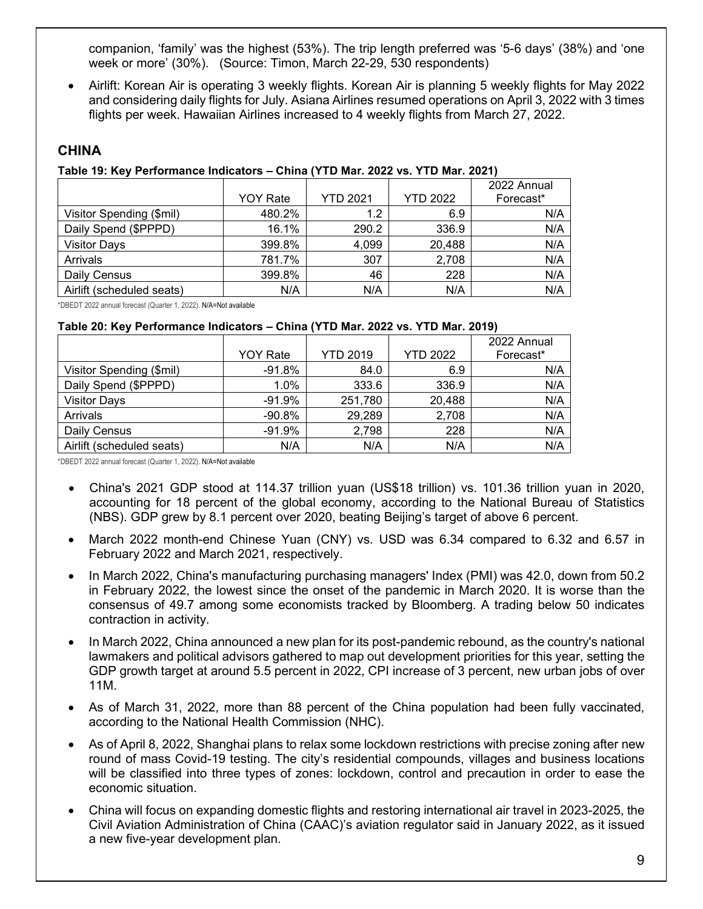companion, 'family' was the highest (53%). The trip length preferred was '5-6 days' (38%) and 'one week or more' (30%). (Source: Timon, March 22-29, 530 respondents)

- Airlift: Korean Air is operating 3 weekly flights. Korean Air is planning 5 weekly flights for May 2022 and considering daily flights for July. Asiana Airlines resumed operations on April 3, 2022 with 3 times flights per week. Hawaiian Airlines increased to 4 weekly flights from March 27, 2022.

## CHINA

**Table 19: Key Performance Indicators – China (YTD Mar. 2022 vs. YTD Mar. 2021)**

| | YOY Rate | YTD 2021 | YTD 2022 | 2022 Annual Forecast* |
|---|---|---|---|---|
| Visitor Spending ($mil) | 480.2% | 1.2 | 6.9 | N/A |
| Daily Spend ($PPPD) | 16.1% | 290.2 | 336.9 | N/A |
| Visitor Days | 399.8% | 4,099 | 20,488 | N/A |
| Arrivals | 781.7% | 307 | 2,708 | N/A |
| Daily Census | 399.8% | 46 | 228 | N/A |
| Airlift (scheduled seats) | N/A | N/A | N/A | N/A |

*DBEDT 2022 annual forecast (Quarter 1, 2022). N/A=Not available

**Table 20: Key Performance Indicators – China (YTD Mar. 2022 vs. YTD Mar. 2019)**

| | YOY Rate | YTD 2019 | YTD 2022 | 2022 Annual Forecast* |
|---|---|---|---|---|
| Visitor Spending ($mil) | -91.8% | 84.0 | 6.9 | N/A |
| Daily Spend ($PPPD) | 1.0% | 333.6 | 336.9 | N/A |
| Visitor Days | -91.9% | 251,780 | 20,488 | N/A |
| Arrivals | -90.8% | 29,289 | 2,708 | N/A |
| Daily Census | -91.9% | 2,798 | 228 | N/A |
| Airlift (scheduled seats) | N/A | N/A | N/A | N/A |

*DBEDT 2022 annual forecast (Quarter 1, 2022). N/A=Not available

- China's 2021 GDP stood at 114.37 trillion yuan (US$18 trillion) vs. 101.36 trillion yuan in 2020, accounting for 18 percent of the global economy, according to the National Bureau of Statistics (NBS). GDP grew by 8.1 percent over 2020, beating Beijing's target of above 6 percent.
- March 2022 month-end Chinese Yuan (CNY) vs. USD was 6.34 compared to 6.32 and 6.57 in February 2022 and March 2021, respectively.
- In March 2022, China's manufacturing purchasing managers' Index (PMI) was 42.0, down from 50.2 in February 2022, the lowest since the onset of the pandemic in March 2020. It is worse than the consensus of 49.7 among some economists tracked by Bloomberg. A trading below 50 indicates contraction in activity.
- In March 2022, China announced a new plan for its post-pandemic rebound, as the country's national lawmakers and political advisors gathered to map out development priorities for this year, setting the GDP growth target at around 5.5 percent in 2022, CPI increase of 3 percent, new urban jobs of over 11M.
- As of March 31, 2022, more than 88 percent of the China population had been fully vaccinated, according to the National Health Commission (NHC).
- As of April 8, 2022, Shanghai plans to relax some lockdown restrictions with precise zoning after new round of mass Covid-19 testing. The city's residential compounds, villages and business locations will be classified into three types of zones: lockdown, control and precaution in order to ease the economic situation.
- China will focus on expanding domestic flights and restoring international air travel in 2023-2025, the Civil Aviation Administration of China (CAAC)'s aviation regulator said in January 2022, as it issued a new five-year development plan.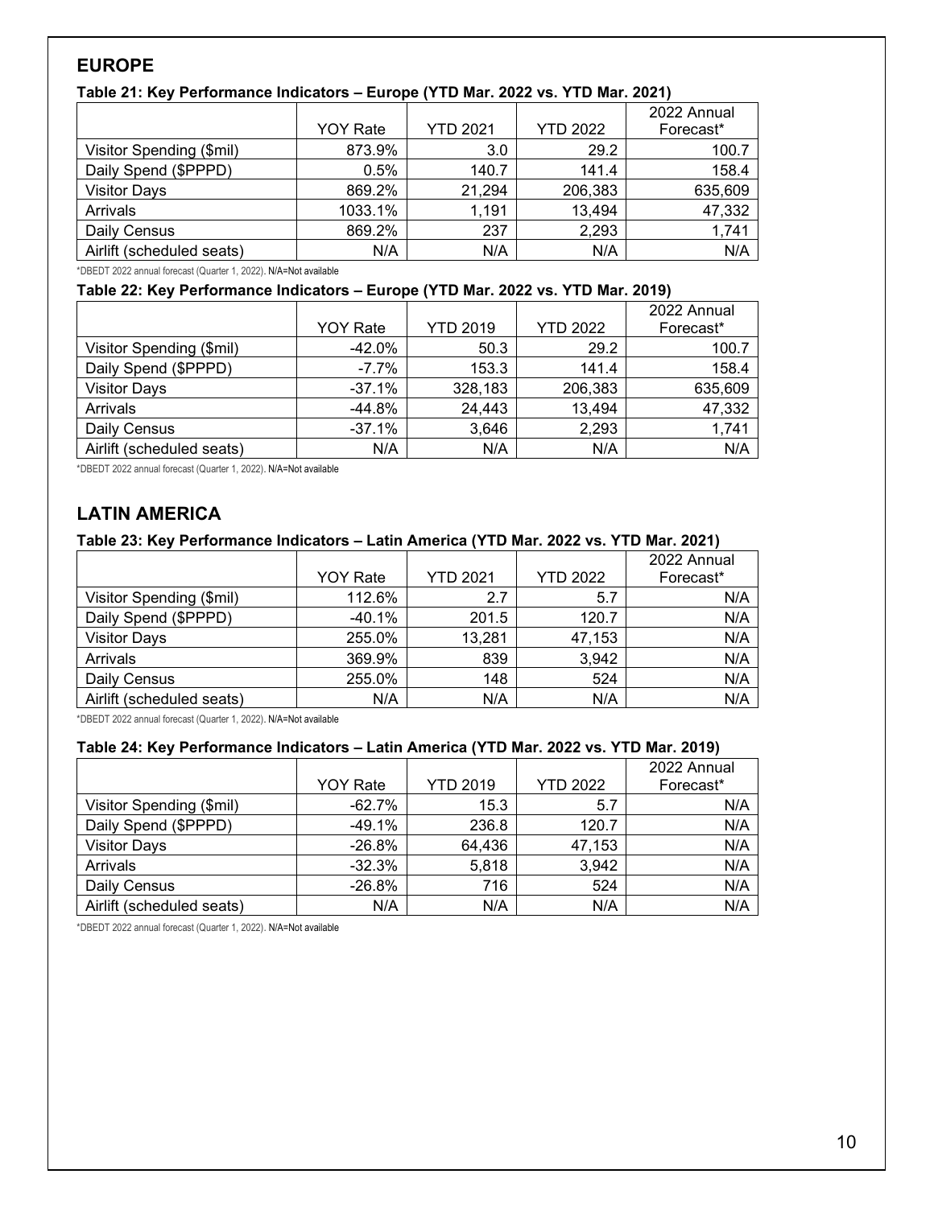## EUROPE

**Table 21: Key Performance Indicators – Europe (YTD Mar. 2022 vs. YTD Mar. 2021)**

| | YOY Rate | YTD 2021 | YTD 2022 | 2022 Annual Forecast* |
|---|---|---|---|---|
| Visitor Spending ($mil) | 873.9% | 3.0 | 29.2 | 100.7 |
| Daily Spend ($PPPD) | 0.5% | 140.7 | 141.4 | 158.4 |
| Visitor Days | 869.2% | 21,294 | 206,383 | 635,609 |
| Arrivals | 1033.1% | 1,191 | 13,494 | 47,332 |
| Daily Census | 869.2% | 237 | 2,293 | 1,741 |
| Airlift (scheduled seats) | N/A | N/A | N/A | N/A |

*DBEDT 2022 annual forecast (Quarter 1, 2022). N/A=Not available

**Table 22: Key Performance Indicators – Europe (YTD Mar. 2022 vs. YTD Mar. 2019)**

| | YOY Rate | YTD 2019 | YTD 2022 | 2022 Annual Forecast* |
|---|---|---|---|---|
| Visitor Spending ($mil) | -42.0% | 50.3 | 29.2 | 100.7 |
| Daily Spend ($PPPD) | -7.7% | 153.3 | 141.4 | 158.4 |
| Visitor Days | -37.1% | 328,183 | 206,383 | 635,609 |
| Arrivals | -44.8% | 24,443 | 13,494 | 47,332 |
| Daily Census | -37.1% | 3,646 | 2,293 | 1,741 |
| Airlift (scheduled seats) | N/A | N/A | N/A | N/A |

*DBEDT 2022 annual forecast (Quarter 1, 2022). N/A=Not available

## LATIN AMERICA

**Table 23: Key Performance Indicators – Latin America (YTD Mar. 2022 vs. YTD Mar. 2021)**

| | YOY Rate | YTD 2021 | YTD 2022 | 2022 Annual Forecast* |
|---|---|---|---|---|
| Visitor Spending ($mil) | 112.6% | 2.7 | 5.7 | N/A |
| Daily Spend ($PPPD) | -40.1% | 201.5 | 120.7 | N/A |
| Visitor Days | 255.0% | 13,281 | 47,153 | N/A |
| Arrivals | 369.9% | 839 | 3,942 | N/A |
| Daily Census | 255.0% | 148 | 524 | N/A |
| Airlift (scheduled seats) | N/A | N/A | N/A | N/A |

*DBEDT 2022 annual forecast (Quarter 1, 2022). N/A=Not available

**Table 24: Key Performance Indicators – Latin America (YTD Mar. 2022 vs. YTD Mar. 2019)**

| | YOY Rate | YTD 2019 | YTD 2022 | 2022 Annual Forecast* |
|---|---|---|---|---|
| Visitor Spending ($mil) | -62.7% | 15.3 | 5.7 | N/A |
| Daily Spend ($PPPD) | -49.1% | 236.8 | 120.7 | N/A |
| Visitor Days | -26.8% | 64,436 | 47,153 | N/A |
| Arrivals | -32.3% | 5,818 | 3,942 | N/A |
| Daily Census | -26.8% | 716 | 524 | N/A |
| Airlift (scheduled seats) | N/A | N/A | N/A | N/A |

*DBEDT 2022 annual forecast (Quarter 1, 2022). N/A=Not available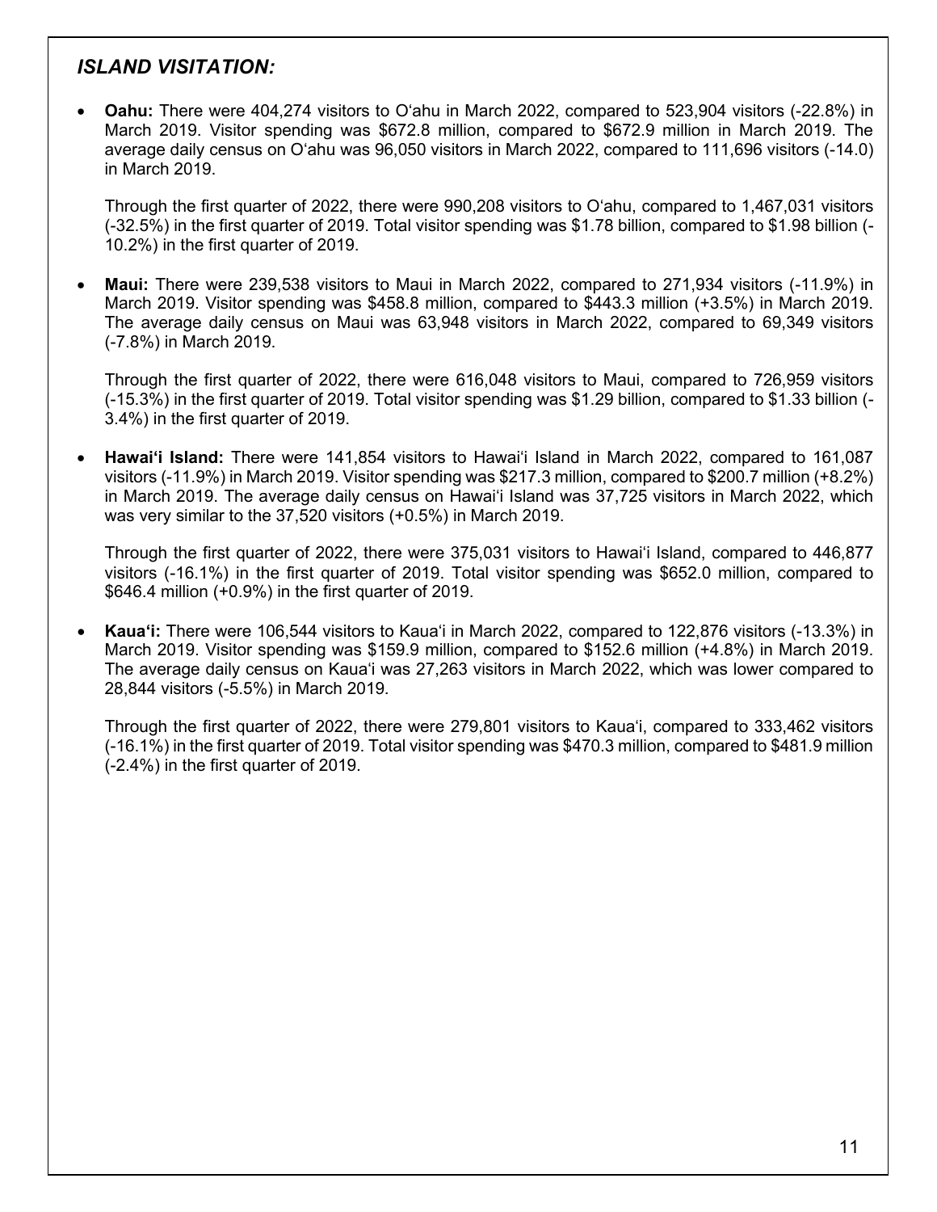## *ISLAND VISITATION:*

- **Oahu:** There were 404,274 visitors to O'ahu in March 2022, compared to 523,904 visitors (-22.8%) in March 2019. Visitor spending was $672.8 million, compared to $672.9 million in March 2019. The average daily census on O'ahu was 96,050 visitors in March 2022, compared to 111,696 visitors (-14.0) in March 2019.

  Through the first quarter of 2022, there were 990,208 visitors to O'ahu, compared to 1,467,031 visitors (-32.5%) in the first quarter of 2019. Total visitor spending was $1.78 billion, compared to $1.98 billion (-10.2%) in the first quarter of 2019.

- **Maui:** There were 239,538 visitors to Maui in March 2022, compared to 271,934 visitors (-11.9%) in March 2019. Visitor spending was $458.8 million, compared to $443.3 million (+3.5%) in March 2019. The average daily census on Maui was 63,948 visitors in March 2022, compared to 69,349 visitors (-7.8%) in March 2019.

  Through the first quarter of 2022, there were 616,048 visitors to Maui, compared to 726,959 visitors (-15.3%) in the first quarter of 2019. Total visitor spending was $1.29 billion, compared to $1.33 billion (-3.4%) in the first quarter of 2019.

- **Hawai'i Island:** There were 141,854 visitors to Hawai'i Island in March 2022, compared to 161,087 visitors (-11.9%) in March 2019. Visitor spending was $217.3 million, compared to $200.7 million (+8.2%) in March 2019. The average daily census on Hawai'i Island was 37,725 visitors in March 2022, which was very similar to the 37,520 visitors (+0.5%) in March 2019.

  Through the first quarter of 2022, there were 375,031 visitors to Hawai'i Island, compared to 446,877 visitors (-16.1%) in the first quarter of 2019. Total visitor spending was $652.0 million, compared to $646.4 million (+0.9%) in the first quarter of 2019.

- **Kaua'i:** There were 106,544 visitors to Kaua'i in March 2022, compared to 122,876 visitors (-13.3%) in March 2019. Visitor spending was $159.9 million, compared to $152.6 million (+4.8%) in March 2019. The average daily census on Kaua'i was 27,263 visitors in March 2022, which was lower compared to 28,844 visitors (-5.5%) in March 2019.

  Through the first quarter of 2022, there were 279,801 visitors to Kaua'i, compared to 333,462 visitors (-16.1%) in the first quarter of 2019. Total visitor spending was $470.3 million, compared to $481.9 million (-2.4%) in the first quarter of 2019.